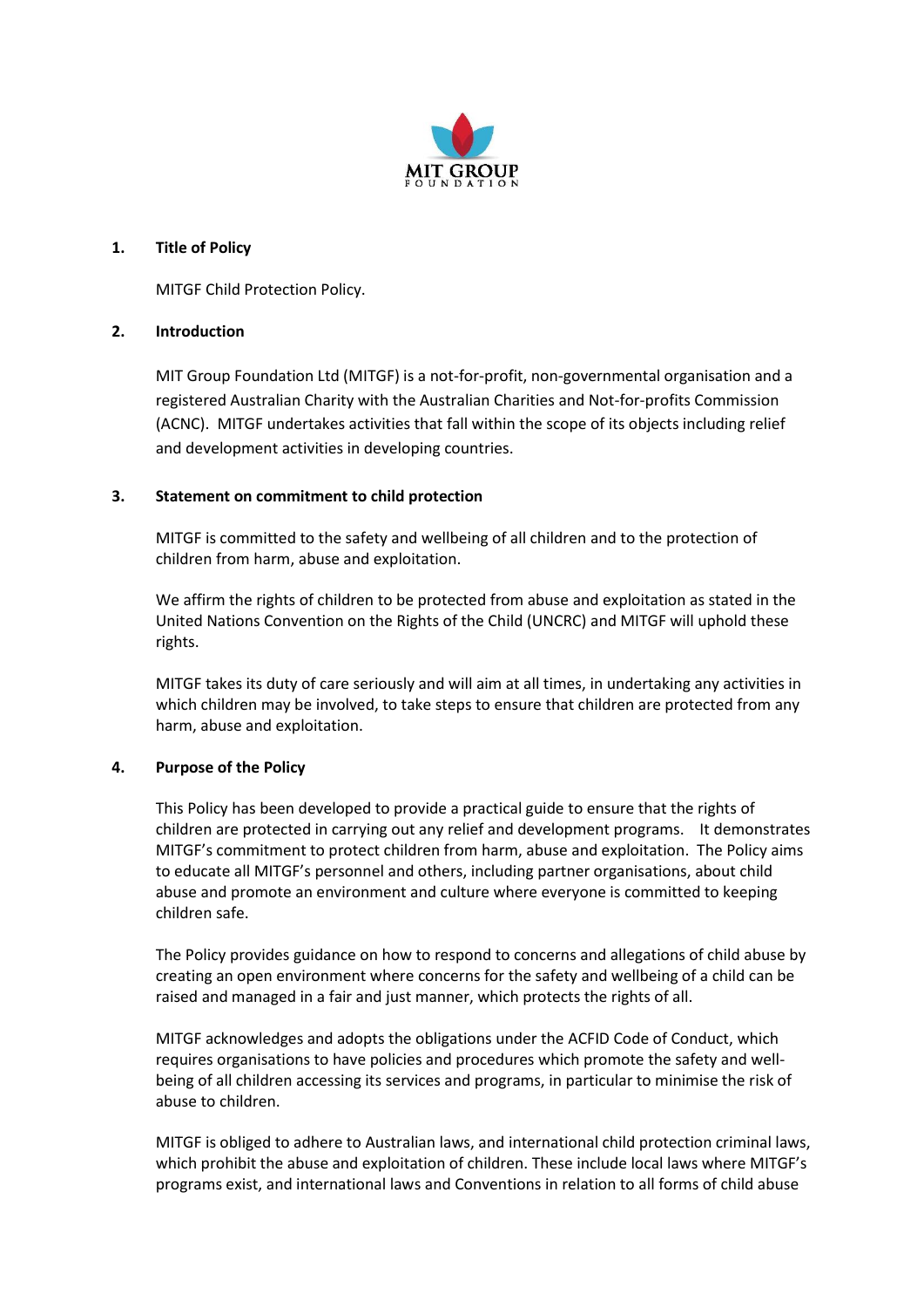MIT GROUP
FOUNDATION

## 1. Title of Policy

MITGF Child Protection Policy.

## 2. Introduction

MIT Group Foundation Ltd (MITGF) is a not-for-profit, non-governmental organisation and a registered Australian Charity with the Australian Charities and Not-for-profits Commission (ACNC). MITGF undertakes activities that fall within the scope of its objects including relief and development activities in developing countries.

## 3. Statement on commitment to child protection

MITGF is committed to the safety and wellbeing of all children and to the protection of children from harm, abuse and exploitation.

We affirm the rights of children to be protected from abuse and exploitation as stated in the United Nations Convention on the Rights of the Child (UNCRC) and MITGF will uphold these rights.

MITGF takes its duty of care seriously and will aim at all times, in undertaking any activities in which children may be involved, to take steps to ensure that children are protected from any harm, abuse and exploitation.

## 4. Purpose of the Policy

This Policy has been developed to provide a practical guide to ensure that the rights of children are protected in carrying out any relief and development programs. It demonstrates MITGF's commitment to protect children from harm, abuse and exploitation. The Policy aims to educate all MITGF's personnel and others, including partner organisations, about child abuse and promote an environment and culture where everyone is committed to keeping children safe.

The Policy provides guidance on how to respond to concerns and allegations of child abuse by creating an open environment where concerns for the safety and wellbeing of a child can be raised and managed in a fair and just manner, which protects the rights of all.

MITGF acknowledges and adopts the obligations under the ACFID Code of Conduct, which requires organisations to have policies and procedures which promote the safety and well-being of all children accessing its services and programs, in particular to minimise the risk of abuse to children.

MITGF is obliged to adhere to Australian laws, and international child protection criminal laws, which prohibit the abuse and exploitation of children. These include local laws where MITGF's programs exist, and international laws and Conventions in relation to all forms of child abuse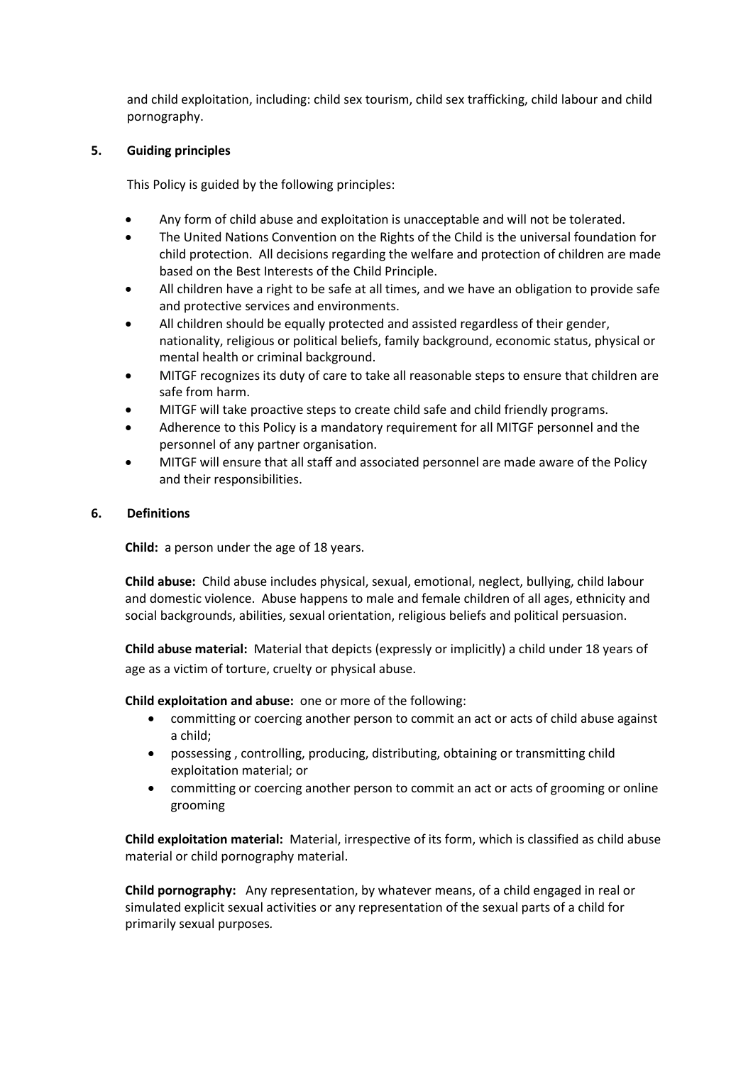and child exploitation, including: child sex tourism, child sex trafficking, child labour and child pornography.

## 5. Guiding principles

This Policy is guided by the following principles:

- Any form of child abuse and exploitation is unacceptable and will not be tolerated.
- The United Nations Convention on the Rights of the Child is the universal foundation for child protection. All decisions regarding the welfare and protection of children are made based on the Best Interests of the Child Principle.
- All children have a right to be safe at all times, and we have an obligation to provide safe and protective services and environments.
- All children should be equally protected and assisted regardless of their gender, nationality, religious or political beliefs, family background, economic status, physical or mental health or criminal background.
- MITGF recognizes its duty of care to take all reasonable steps to ensure that children are safe from harm.
- MITGF will take proactive steps to create child safe and child friendly programs.
- Adherence to this Policy is a mandatory requirement for all MITGF personnel and the personnel of any partner organisation.
- MITGF will ensure that all staff and associated personnel are made aware of the Policy and their responsibilities.

## 6. Definitions

**Child:** a person under the age of 18 years.

**Child abuse:** Child abuse includes physical, sexual, emotional, neglect, bullying, child labour and domestic violence. Abuse happens to male and female children of all ages, ethnicity and social backgrounds, abilities, sexual orientation, religious beliefs and political persuasion.

**Child abuse material:** Material that depicts (expressly or implicitly) a child under 18 years of age as a victim of torture, cruelty or physical abuse.

**Child exploitation and abuse:** one or more of the following:

- committing or coercing another person to commit an act or acts of child abuse against a child;
- possessing , controlling, producing, distributing, obtaining or transmitting child exploitation material; or
- committing or coercing another person to commit an act or acts of grooming or online grooming

**Child exploitation material:** Material, irrespective of its form, which is classified as child abuse material or child pornography material.

**Child pornography:** Any representation, by whatever means, of a child engaged in real or simulated explicit sexual activities or any representation of the sexual parts of a child for primarily sexual purposes.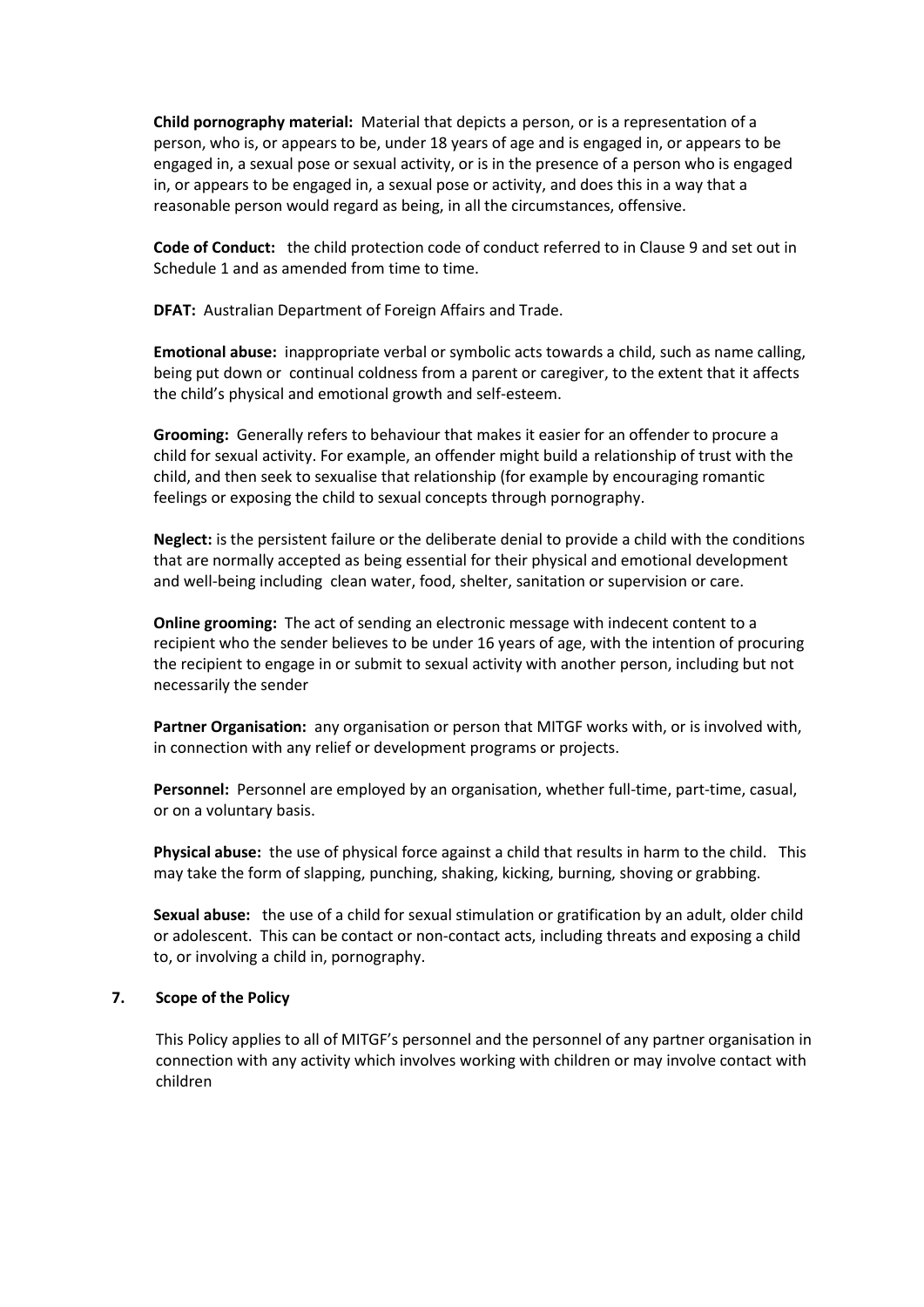**Child pornography material:** Material that depicts a person, or is a representation of a person, who is, or appears to be, under 18 years of age and is engaged in, or appears to be engaged in, a sexual pose or sexual activity, or is in the presence of a person who is engaged in, or appears to be engaged in, a sexual pose or activity, and does this in a way that a reasonable person would regard as being, in all the circumstances, offensive.

**Code of Conduct:** the child protection code of conduct referred to in Clause 9 and set out in Schedule 1 and as amended from time to time.

**DFAT:** Australian Department of Foreign Affairs and Trade.

**Emotional abuse:** inappropriate verbal or symbolic acts towards a child, such as name calling, being put down or continual coldness from a parent or caregiver, to the extent that it affects the child's physical and emotional growth and self-esteem.

**Grooming:** Generally refers to behaviour that makes it easier for an offender to procure a child for sexual activity. For example, an offender might build a relationship of trust with the child, and then seek to sexualise that relationship (for example by encouraging romantic feelings or exposing the child to sexual concepts through pornography.

**Neglect:** is the persistent failure or the deliberate denial to provide a child with the conditions that are normally accepted as being essential for their physical and emotional development and well-being including clean water, food, shelter, sanitation or supervision or care.

**Online grooming:** The act of sending an electronic message with indecent content to a recipient who the sender believes to be under 16 years of age, with the intention of procuring the recipient to engage in or submit to sexual activity with another person, including but not necessarily the sender

**Partner Organisation:** any organisation or person that MITGF works with, or is involved with, in connection with any relief or development programs or projects.

**Personnel:** Personnel are employed by an organisation, whether full-time, part-time, casual, or on a voluntary basis.

**Physical abuse:** the use of physical force against a child that results in harm to the child. This may take the form of slapping, punching, shaking, kicking, burning, shoving or grabbing.

**Sexual abuse:** the use of a child for sexual stimulation or gratification by an adult, older child or adolescent. This can be contact or non-contact acts, including threats and exposing a child to, or involving a child in, pornography.

## 7. Scope of the Policy

This Policy applies to all of MITGF's personnel and the personnel of any partner organisation in connection with any activity which involves working with children or may involve contact with children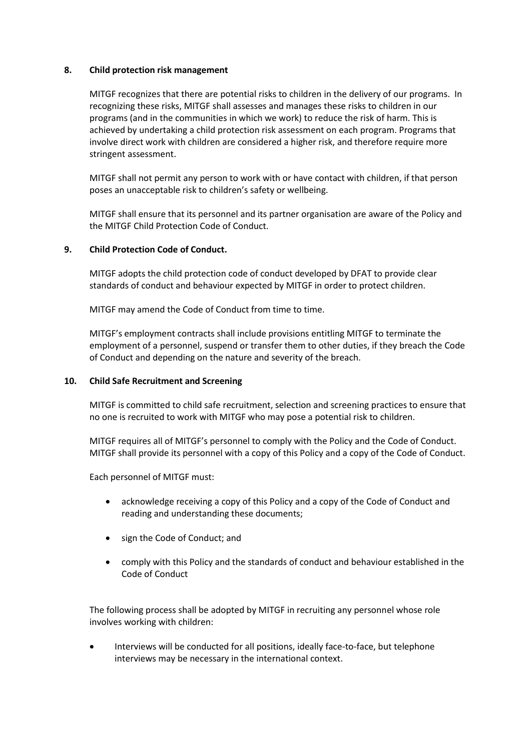**8. Child protection risk management**

MITGF recognizes that there are potential risks to children in the delivery of our programs. In recognizing these risks, MITGF shall assesses and manages these risks to children in our programs (and in the communities in which we work) to reduce the risk of harm. This is achieved by undertaking a child protection risk assessment on each program. Programs that involve direct work with children are considered a higher risk, and therefore require more stringent assessment.

MITGF shall not permit any person to work with or have contact with children, if that person poses an unacceptable risk to children's safety or wellbeing.

MITGF shall ensure that its personnel and its partner organisation are aware of the Policy and the MITGF Child Protection Code of Conduct.

**9. Child Protection Code of Conduct.**

MITGF adopts the child protection code of conduct developed by DFAT to provide clear standards of conduct and behaviour expected by MITGF in order to protect children.

MITGF may amend the Code of Conduct from time to time.

MITGF's employment contracts shall include provisions entitling MITGF to terminate the employment of a personnel, suspend or transfer them to other duties, if they breach the Code of Conduct and depending on the nature and severity of the breach.

**10. Child Safe Recruitment and Screening**

MITGF is committed to child safe recruitment, selection and screening practices to ensure that no one is recruited to work with MITGF who may pose a potential risk to children.

MITGF requires all of MITGF's personnel to comply with the Policy and the Code of Conduct. MITGF shall provide its personnel with a copy of this Policy and a copy of the Code of Conduct.

Each personnel of MITGF must:

- acknowledge receiving a copy of this Policy and a copy of the Code of Conduct and reading and understanding these documents;
- sign the Code of Conduct; and
- comply with this Policy and the standards of conduct and behaviour established in the Code of Conduct

The following process shall be adopted by MITGF in recruiting any personnel whose role involves working with children:

- Interviews will be conducted for all positions, ideally face-to-face, but telephone interviews may be necessary in the international context.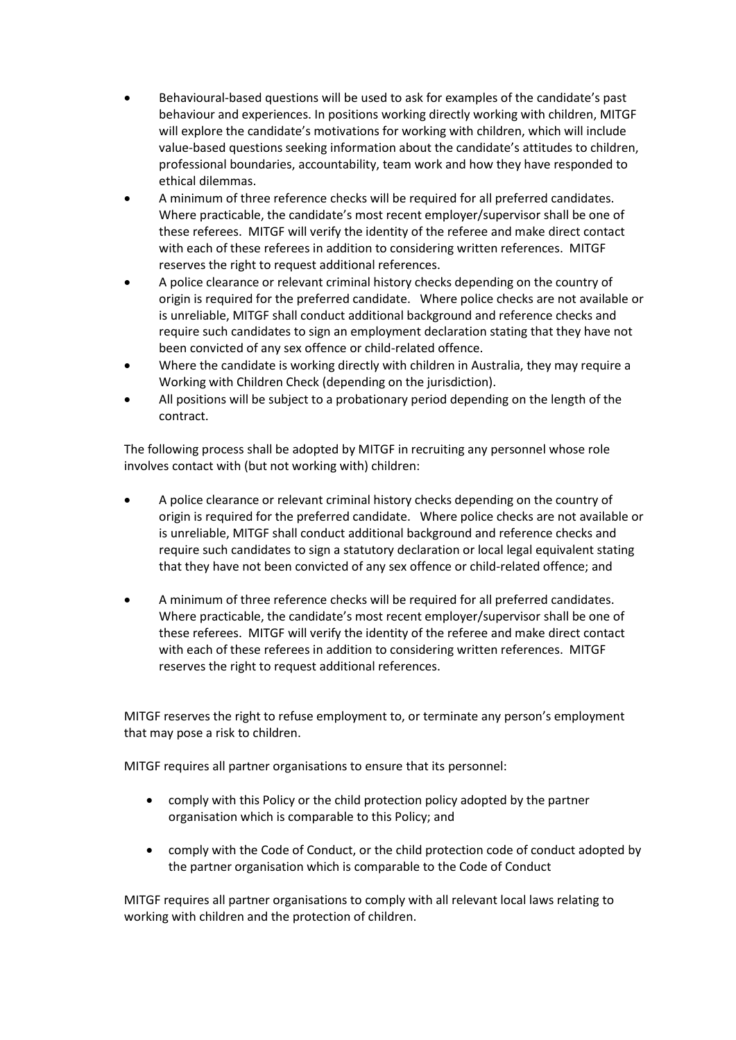- Behavioural-based questions will be used to ask for examples of the candidate's past behaviour and experiences. In positions working directly working with children, MITGF will explore the candidate's motivations for working with children, which will include value-based questions seeking information about the candidate's attitudes to children, professional boundaries, accountability, team work and how they have responded to ethical dilemmas.
- A minimum of three reference checks will be required for all preferred candidates. Where practicable, the candidate's most recent employer/supervisor shall be one of these referees. MITGF will verify the identity of the referee and make direct contact with each of these referees in addition to considering written references. MITGF reserves the right to request additional references.
- A police clearance or relevant criminal history checks depending on the country of origin is required for the preferred candidate. Where police checks are not available or is unreliable, MITGF shall conduct additional background and reference checks and require such candidates to sign an employment declaration stating that they have not been convicted of any sex offence or child-related offence.
- Where the candidate is working directly with children in Australia, they may require a Working with Children Check (depending on the jurisdiction).
- All positions will be subject to a probationary period depending on the length of the contract.

The following process shall be adopted by MITGF in recruiting any personnel whose role involves contact with (but not working with) children:

- A police clearance or relevant criminal history checks depending on the country of origin is required for the preferred candidate. Where police checks are not available or is unreliable, MITGF shall conduct additional background and reference checks and require such candidates to sign a statutory declaration or local legal equivalent stating that they have not been convicted of any sex offence or child-related offence; and
- A minimum of three reference checks will be required for all preferred candidates. Where practicable, the candidate's most recent employer/supervisor shall be one of these referees. MITGF will verify the identity of the referee and make direct contact with each of these referees in addition to considering written references. MITGF reserves the right to request additional references.

MITGF reserves the right to refuse employment to, or terminate any person's employment that may pose a risk to children.

MITGF requires all partner organisations to ensure that its personnel:

- comply with this Policy or the child protection policy adopted by the partner organisation which is comparable to this Policy; and
- comply with the Code of Conduct, or the child protection code of conduct adopted by the partner organisation which is comparable to the Code of Conduct

MITGF requires all partner organisations to comply with all relevant local laws relating to working with children and the protection of children.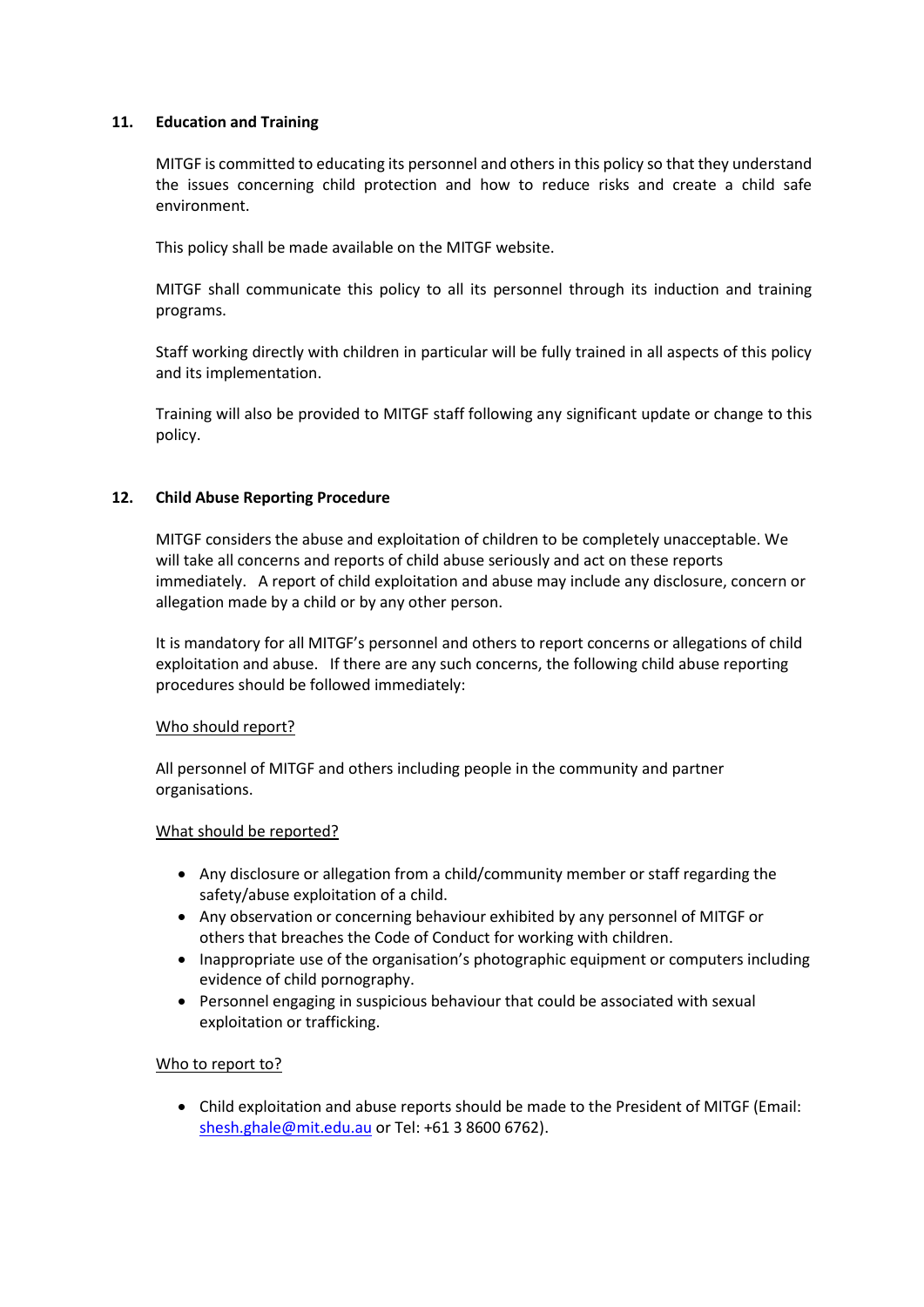## 11. Education and Training

MITGF is committed to educating its personnel and others in this policy so that they understand the issues concerning child protection and how to reduce risks and create a child safe environment.

This policy shall be made available on the MITGF website.

MITGF shall communicate this policy to all its personnel through its induction and training programs.

Staff working directly with children in particular will be fully trained in all aspects of this policy and its implementation.

Training will also be provided to MITGF staff following any significant update or change to this policy.

## 12. Child Abuse Reporting Procedure

MITGF considers the abuse and exploitation of children to be completely unacceptable. We will take all concerns and reports of child abuse seriously and act on these reports immediately. A report of child exploitation and abuse may include any disclosure, concern or allegation made by a child or by any other person.

It is mandatory for all MITGF's personnel and others to report concerns or allegations of child exploitation and abuse. If there are any such concerns, the following child abuse reporting procedures should be followed immediately:

<u>Who should report?</u>

All personnel of MITGF and others including people in the community and partner organisations.

<u>What should be reported?</u>

- Any disclosure or allegation from a child/community member or staff regarding the safety/abuse exploitation of a child.
- Any observation or concerning behaviour exhibited by any personnel of MITGF or others that breaches the Code of Conduct for working with children.
- Inappropriate use of the organisation's photographic equipment or computers including evidence of child pornography.
- Personnel engaging in suspicious behaviour that could be associated with sexual exploitation or trafficking.

<u>Who to report to?</u>

- Child exploitation and abuse reports should be made to the President of MITGF (Email: shesh.ghale@mit.edu.au or Tel: +61 3 8600 6762).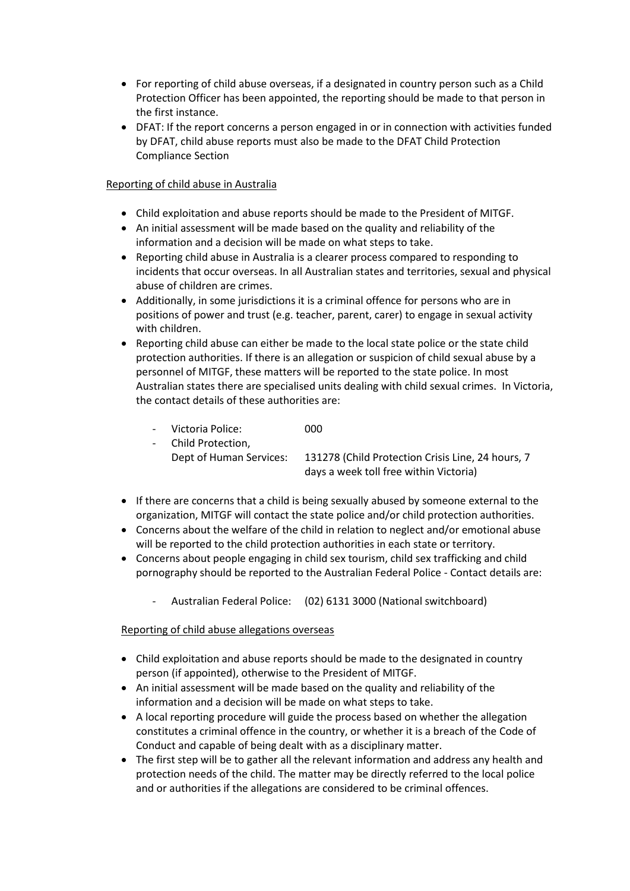- For reporting of child abuse overseas, if a designated in country person such as a Child Protection Officer has been appointed, the reporting should be made to that person in the first instance.
- DFAT: If the report concerns a person engaged in or in connection with activities funded by DFAT, child abuse reports must also be made to the DFAT Child Protection Compliance Section

Reporting of child abuse in Australia

- Child exploitation and abuse reports should be made to the President of MITGF.
- An initial assessment will be made based on the quality and reliability of the information and a decision will be made on what steps to take.
- Reporting child abuse in Australia is a clearer process compared to responding to incidents that occur overseas. In all Australian states and territories, sexual and physical abuse of children are crimes.
- Additionally, in some jurisdictions it is a criminal offence for persons who are in positions of power and trust (e.g. teacher, parent, carer) to engage in sexual activity with children.
- Reporting child abuse can either be made to the local state police or the state child protection authorities. If there is an allegation or suspicion of child sexual abuse by a personnel of MITGF, these matters will be reported to the state police. In most Australian states there are specialised units dealing with child sexual crimes. In Victoria, the contact details of these authorities are:

  - Victoria Police: 000
  - Child Protection, Dept of Human Services: 131278 (Child Protection Crisis Line, 24 hours, 7 days a week toll free within Victoria)

- If there are concerns that a child is being sexually abused by someone external to the organization, MITGF will contact the state police and/or child protection authorities.
- Concerns about the welfare of the child in relation to neglect and/or emotional abuse will be reported to the child protection authorities in each state or territory.
- Concerns about people engaging in child sex tourism, child sex trafficking and child pornography should be reported to the Australian Federal Police - Contact details are:

  - Australian Federal Police: (02) 6131 3000 (National switchboard)

Reporting of child abuse allegations overseas

- Child exploitation and abuse reports should be made to the designated in country person (if appointed), otherwise to the President of MITGF.
- An initial assessment will be made based on the quality and reliability of the information and a decision will be made on what steps to take.
- A local reporting procedure will guide the process based on whether the allegation constitutes a criminal offence in the country, or whether it is a breach of the Code of Conduct and capable of being dealt with as a disciplinary matter.
- The first step will be to gather all the relevant information and address any health and protection needs of the child. The matter may be directly referred to the local police and or authorities if the allegations are considered to be criminal offences.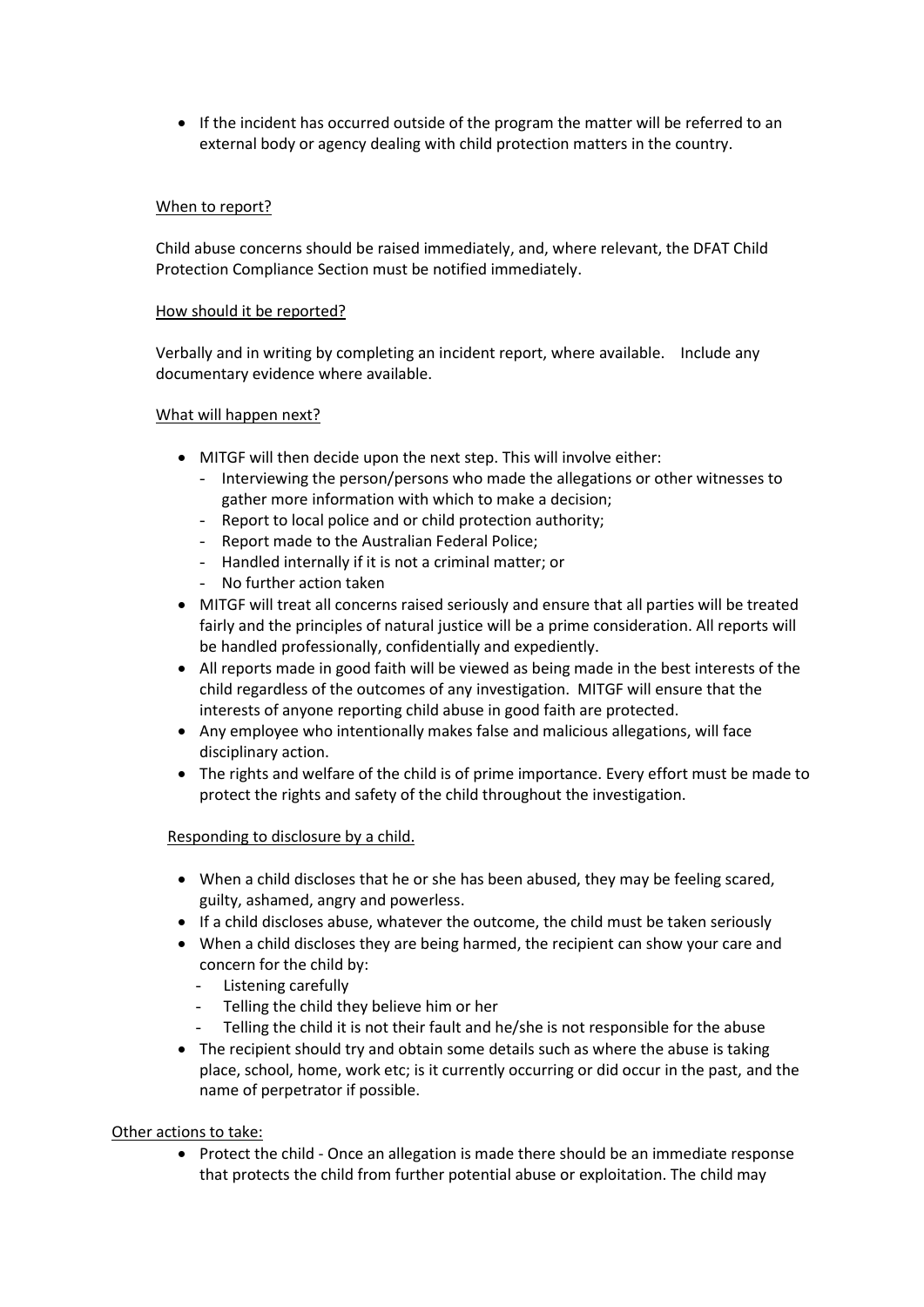- If the incident has occurred outside of the program the matter will be referred to an external body or agency dealing with child protection matters in the country.

<u>When to report?</u>

Child abuse concerns should be raised immediately, and, where relevant, the DFAT Child Protection Compliance Section must be notified immediately.

<u>How should it be reported?</u>

Verbally and in writing by completing an incident report, where available. Include any documentary evidence where available.

<u>What will happen next?</u>

- MITGF will then decide upon the next step. This will involve either:
  - Interviewing the person/persons who made the allegations or other witnesses to gather more information with which to make a decision;
  - Report to local police and or child protection authority;
  - Report made to the Australian Federal Police;
  - Handled internally if it is not a criminal matter; or
  - No further action taken
- MITGF will treat all concerns raised seriously and ensure that all parties will be treated fairly and the principles of natural justice will be a prime consideration. All reports will be handled professionally, confidentially and expediently.
- All reports made in good faith will be viewed as being made in the best interests of the child regardless of the outcomes of any investigation. MITGF will ensure that the interests of anyone reporting child abuse in good faith are protected.
- Any employee who intentionally makes false and malicious allegations, will face disciplinary action.
- The rights and welfare of the child is of prime importance. Every effort must be made to protect the rights and safety of the child throughout the investigation.

<u>Responding to disclosure by a child.</u>

- When a child discloses that he or she has been abused, they may be feeling scared, guilty, ashamed, angry and powerless.
- If a child discloses abuse, whatever the outcome, the child must be taken seriously
- When a child discloses they are being harmed, the recipient can show your care and concern for the child by:
  - Listening carefully
  - Telling the child they believe him or her
  - Telling the child it is not their fault and he/she is not responsible for the abuse
- The recipient should try and obtain some details such as where the abuse is taking place, school, home, work etc; is it currently occurring or did occur in the past, and the name of perpetrator if possible.

<u>Other actions to take:</u>

- Protect the child - Once an allegation is made there should be an immediate response that protects the child from further potential abuse or exploitation. The child may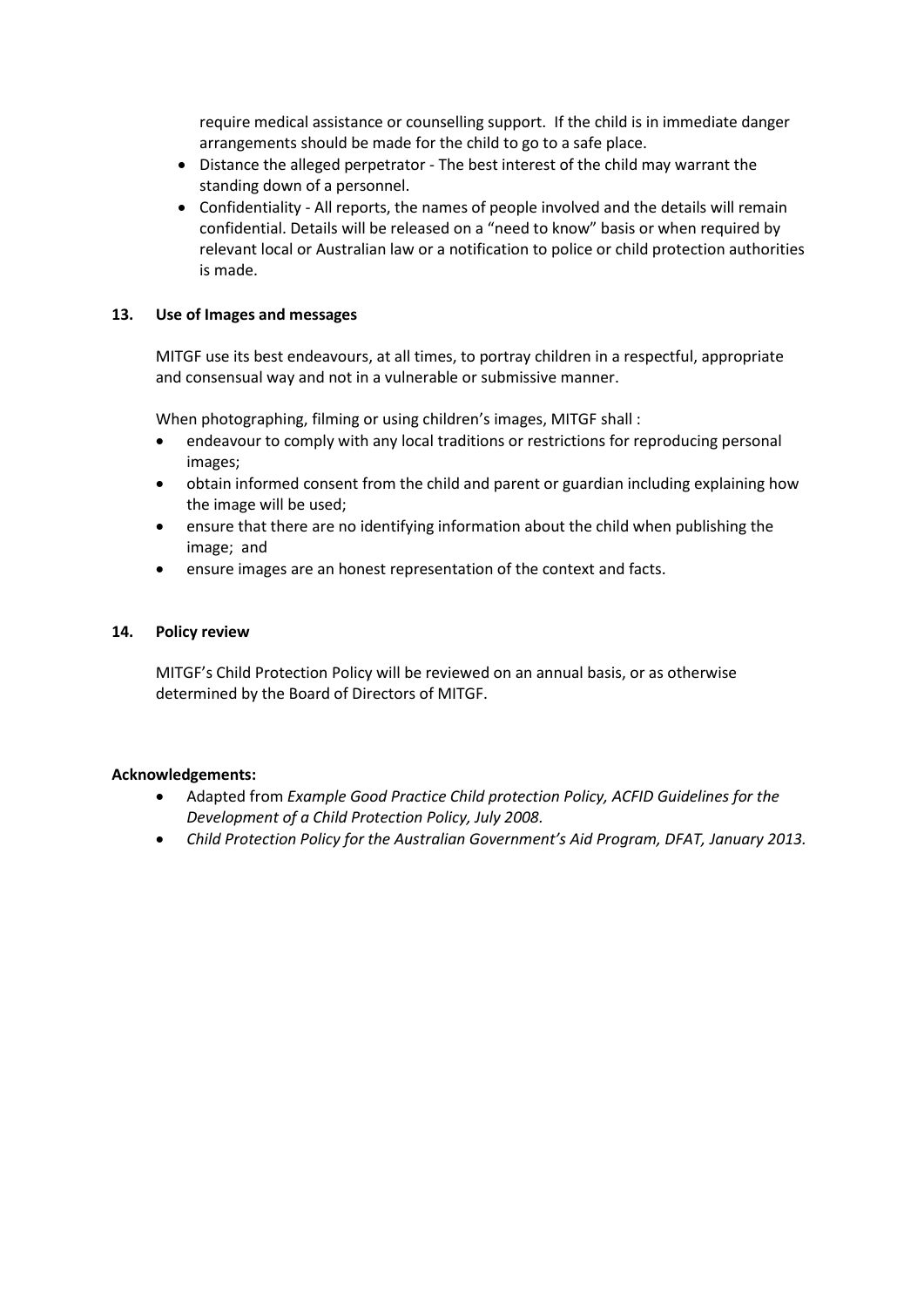require medical assistance or counselling support. If the child is in immediate danger arrangements should be made for the child to go to a safe place.

- Distance the alleged perpetrator - The best interest of the child may warrant the standing down of a personnel.
- Confidentiality - All reports, the names of people involved and the details will remain confidential. Details will be released on a "need to know" basis or when required by relevant local or Australian law or a notification to police or child protection authorities is made.

## 13. Use of Images and messages

MITGF use its best endeavours, at all times, to portray children in a respectful, appropriate and consensual way and not in a vulnerable or submissive manner.

When photographing, filming or using children's images, MITGF shall :

- endeavour to comply with any local traditions or restrictions for reproducing personal images;
- obtain informed consent from the child and parent or guardian including explaining how the image will be used;
- ensure that there are no identifying information about the child when publishing the image; and
- ensure images are an honest representation of the context and facts.

## 14. Policy review

MITGF's Child Protection Policy will be reviewed on an annual basis, or as otherwise determined by the Board of Directors of MITGF.

**Acknowledgements:**

- Adapted from *Example Good Practice Child protection Policy, ACFID Guidelines for the Development of a Child Protection Policy, July 2008.*
- *Child Protection Policy for the Australian Government's Aid Program, DFAT, January 2013.*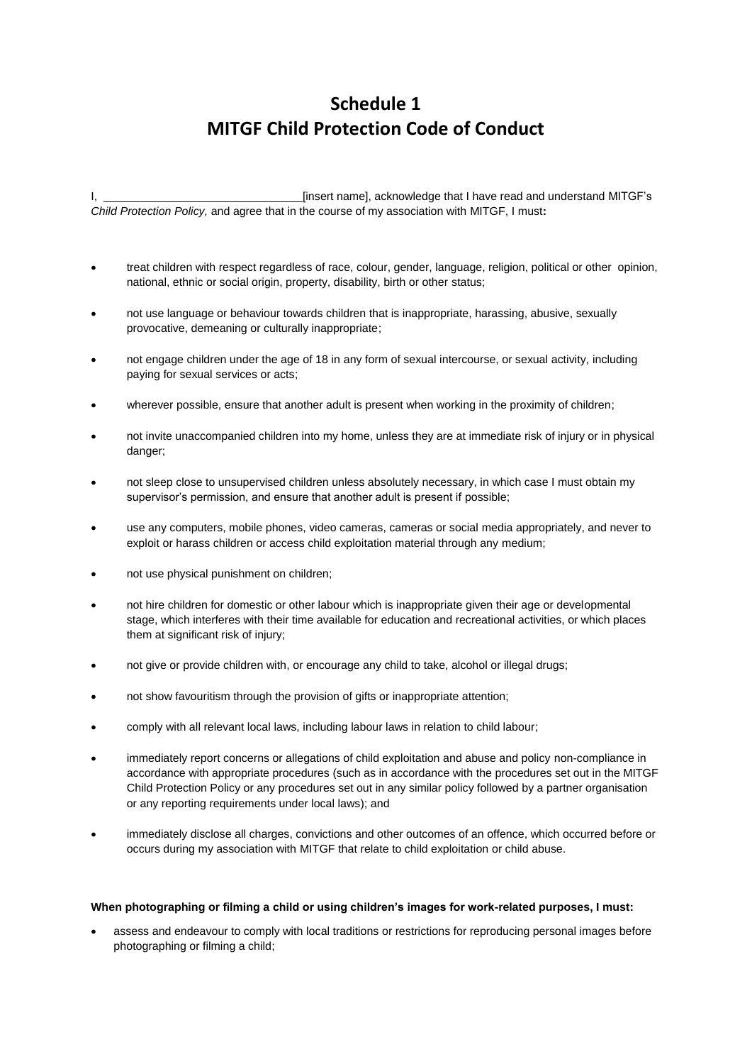# Schedule 1
# MITGF Child Protection Code of Conduct

I, ______________________________ [insert name], acknowledge that I have read and understand MITGF's *Child Protection Policy,* and agree that in the course of my association with MITGF, I must**:**

- treat children with respect regardless of race, colour, gender, language, religion, political or other opinion, national, ethnic or social origin, property, disability, birth or other status;
- not use language or behaviour towards children that is inappropriate, harassing, abusive, sexually provocative, demeaning or culturally inappropriate;
- not engage children under the age of 18 in any form of sexual intercourse, or sexual activity, including paying for sexual services or acts;
- wherever possible, ensure that another adult is present when working in the proximity of children;
- not invite unaccompanied children into my home, unless they are at immediate risk of injury or in physical danger;
- not sleep close to unsupervised children unless absolutely necessary, in which case I must obtain my supervisor's permission, and ensure that another adult is present if possible;
- use any computers, mobile phones, video cameras, cameras or social media appropriately, and never to exploit or harass children or access child exploitation material through any medium;
- not use physical punishment on children;
- not hire children for domestic or other labour which is inappropriate given their age or developmental stage, which interferes with their time available for education and recreational activities, or which places them at significant risk of injury;
- not give or provide children with, or encourage any child to take, alcohol or illegal drugs;
- not show favouritism through the provision of gifts or inappropriate attention;
- comply with all relevant local laws, including labour laws in relation to child labour;
- immediately report concerns or allegations of child exploitation and abuse and policy non-compliance in accordance with appropriate procedures (such as in accordance with the procedures set out in the MITGF Child Protection Policy or any procedures set out in any similar policy followed by a partner organisation or any reporting requirements under local laws); and
- immediately disclose all charges, convictions and other outcomes of an offence, which occurred before or occurs during my association with MITGF that relate to child exploitation or child abuse.

**When photographing or filming a child or using children's images for work-related purposes, I must:**

- assess and endeavour to comply with local traditions or restrictions for reproducing personal images before photographing or filming a child;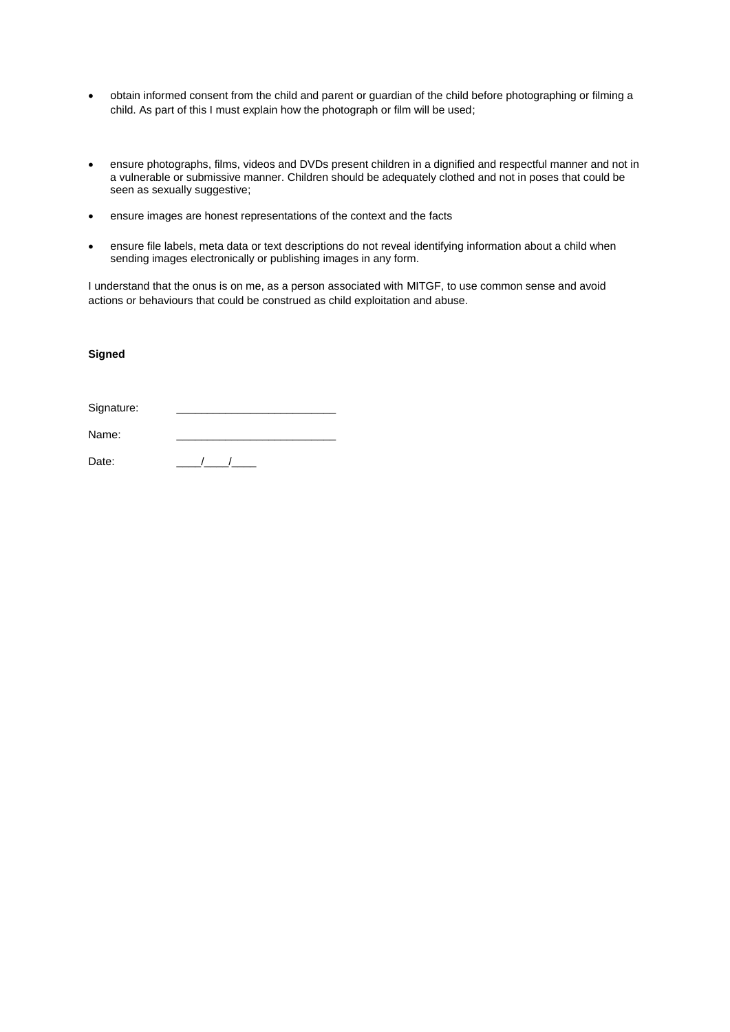- obtain informed consent from the child and parent or guardian of the child before photographing or filming a child. As part of this I must explain how the photograph or film will be used;

- ensure photographs, films, videos and DVDs present children in a dignified and respectful manner and not in a vulnerable or submissive manner. Children should be adequately clothed and not in poses that could be seen as sexually suggestive;

- ensure images are honest representations of the context and the facts

- ensure file labels, meta data or text descriptions do not reveal identifying information about a child when sending images electronically or publishing images in any form.

I understand that the onus is on me, as a person associated with MITGF, to use common sense and avoid actions or behaviours that could be construed as child exploitation and abuse.

**Signed**

Signature: _________________________

Name: _________________________

Date: ____/____/____